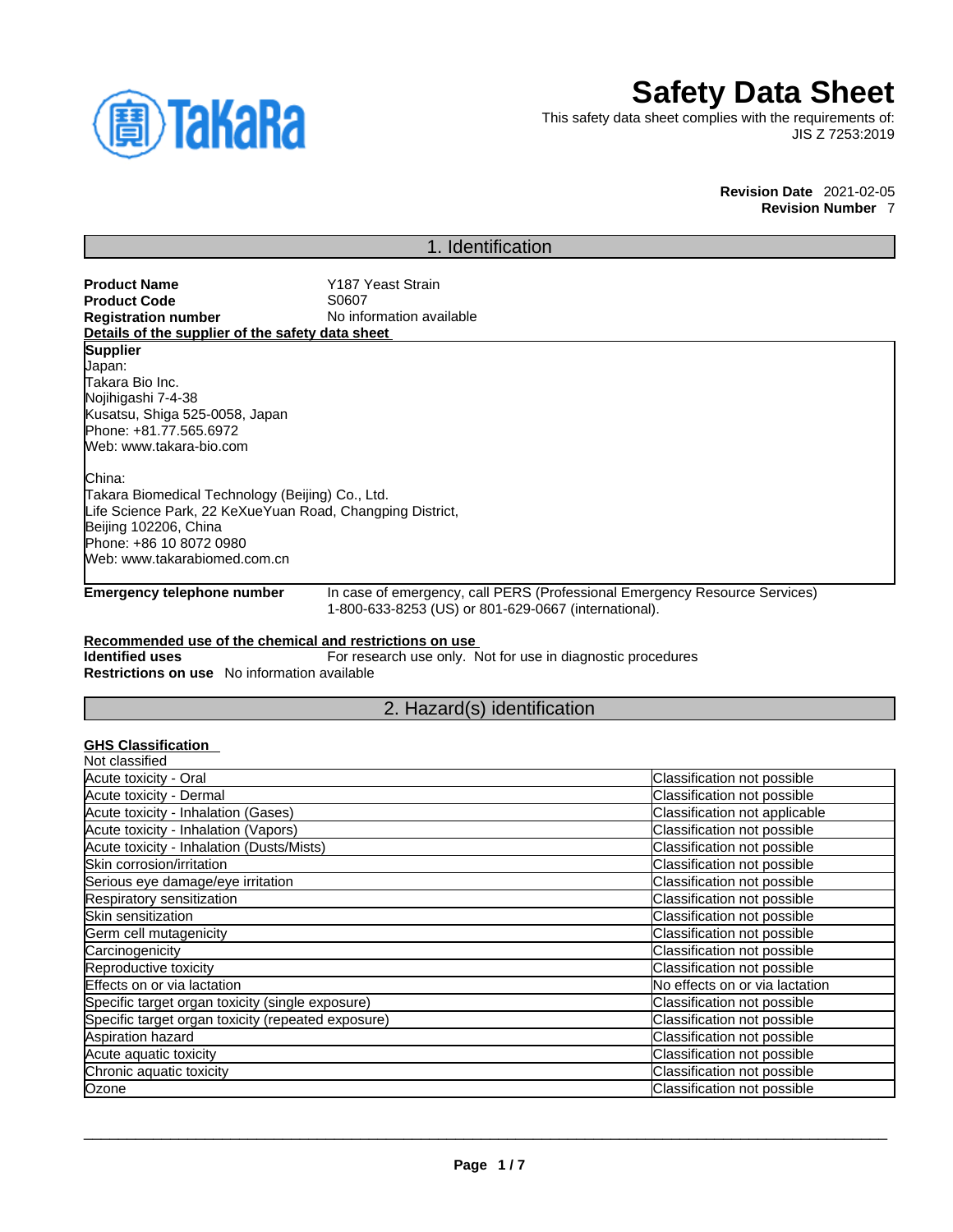# Safety Data Sheet

This safety data sheet complies with the requirements of:
JIS Z 7253:2019

**Revision Date** 2021-02-05
**Revision Number** 7

## 1. Identification

**Product Name** Y187 Yeast Strain
**Product Code** S0607
**Registration number** No information available

**Details of the supplier of the safety data sheet**

**Supplier**
Japan:
Takara Bio Inc.
Nojihigashi 7-4-38
Kusatsu, Shiga 525-0058, Japan
Phone: +81.77.565.6972
Web: www.takara-bio.com

China:
Takara Biomedical Technology (Beijing) Co., Ltd.
Life Science Park, 22 KeXueYuan Road, Changping District,
Beijing 102206, China
Phone: +86 10 8072 0980
Web: www.takarabiomed.com.cn

**Emergency telephone number** In case of emergency, call PERS (Professional Emergency Resource Services) 1-800-633-8253 (US) or 801-629-0667 (international).

**Recommended use of the chemical and restrictions on use**

**Identified uses** For research use only. Not for use in diagnostic procedures
**Restrictions on use** No information available

## 2. Hazard(s) identification

**GHS Classification**

Not classified

| | |
|---|---|
| Acute toxicity - Oral | Classification not possible |
| Acute toxicity - Dermal | Classification not possible |
| Acute toxicity - Inhalation (Gases) | Classification not applicable |
| Acute toxicity - Inhalation (Vapors) | Classification not possible |
| Acute toxicity - Inhalation (Dusts/Mists) | Classification not possible |
| Skin corrosion/irritation | Classification not possible |
| Serious eye damage/eye irritation | Classification not possible |
| Respiratory sensitization | Classification not possible |
| Skin sensitization | Classification not possible |
| Germ cell mutagenicity | Classification not possible |
| Carcinogenicity | Classification not possible |
| Reproductive toxicity | Classification not possible |
| Effects on or via lactation | No effects on or via lactation |
| Specific target organ toxicity (single exposure) | Classification not possible |
| Specific target organ toxicity (repeated exposure) | Classification not possible |
| Aspiration hazard | Classification not possible |
| Acute aquatic toxicity | Classification not possible |
| Chronic aquatic toxicity | Classification not possible |
| Ozone | Classification not possible |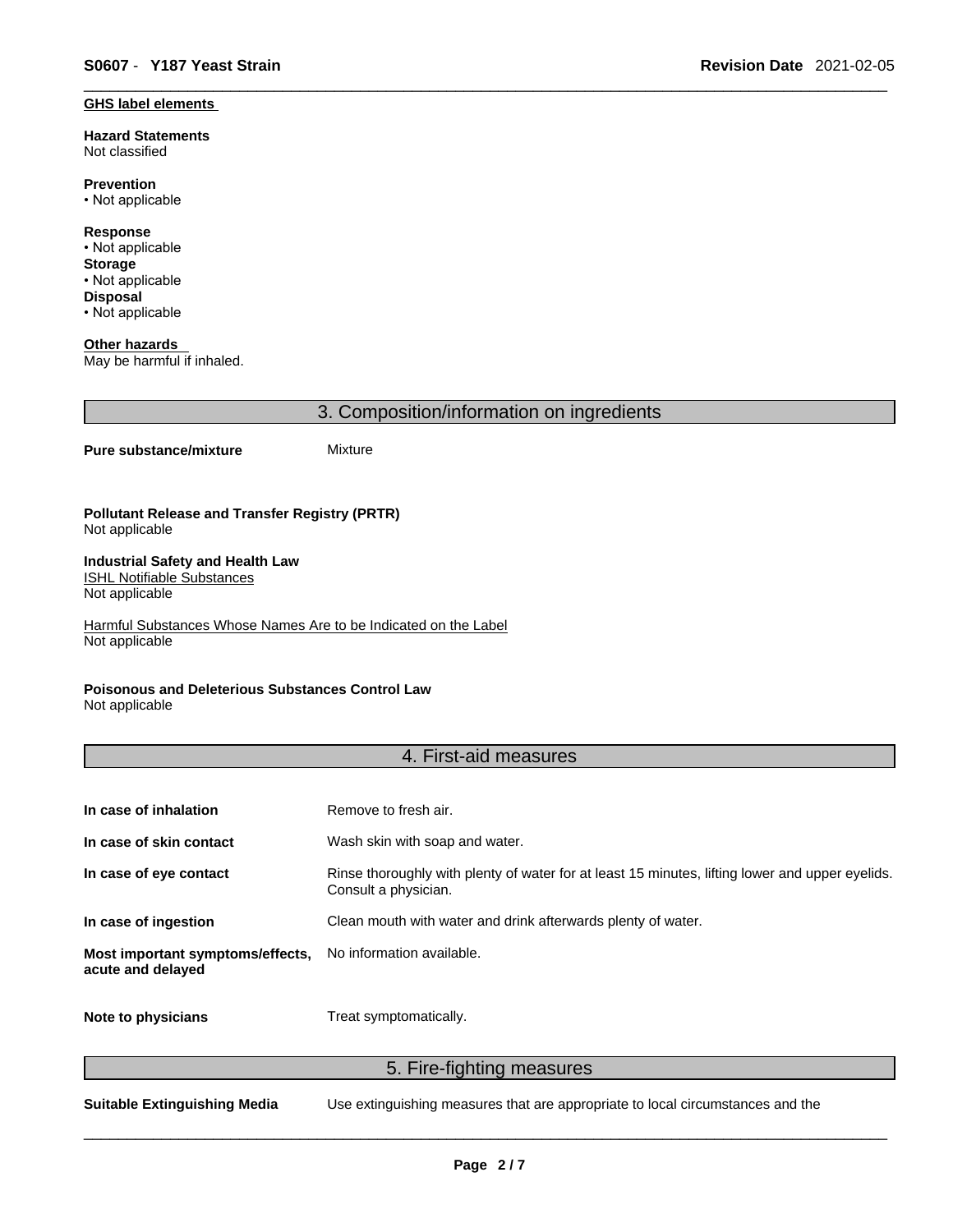**GHS label elements**

**Hazard Statements**
Not classified

**Prevention**
• Not applicable

**Response**
• Not applicable

**Storage**
• Not applicable

**Disposal**
• Not applicable

**Other hazards**
May be harmful if inhaled.

## 3. Composition/information on ingredients

**Pure substance/mixture** Mixture

**Pollutant Release and Transfer Registry (PRTR)**
Not applicable

**Industrial Safety and Health Law**
ISHL Notifiable Substances
Not applicable

Harmful Substances Whose Names Are to be Indicated on the Label
Not applicable

**Poisonous and Deleterious Substances Control Law**
Not applicable

## 4. First-aid measures

| | |
|---|---|
| **In case of inhalation** | Remove to fresh air. |
| **In case of skin contact** | Wash skin with soap and water. |
| **In case of eye contact** | Rinse thoroughly with plenty of water for at least 15 minutes, lifting lower and upper eyelids. Consult a physician. |
| **In case of ingestion** | Clean mouth with water and drink afterwards plenty of water. |
| **Most important symptoms/effects, acute and delayed** | No information available. |
| **Note to physicians** | Treat symptomatically. |

## 5. Fire-fighting measures

**Suitable Extinguishing Media** Use extinguishing measures that are appropriate to local circumstances and the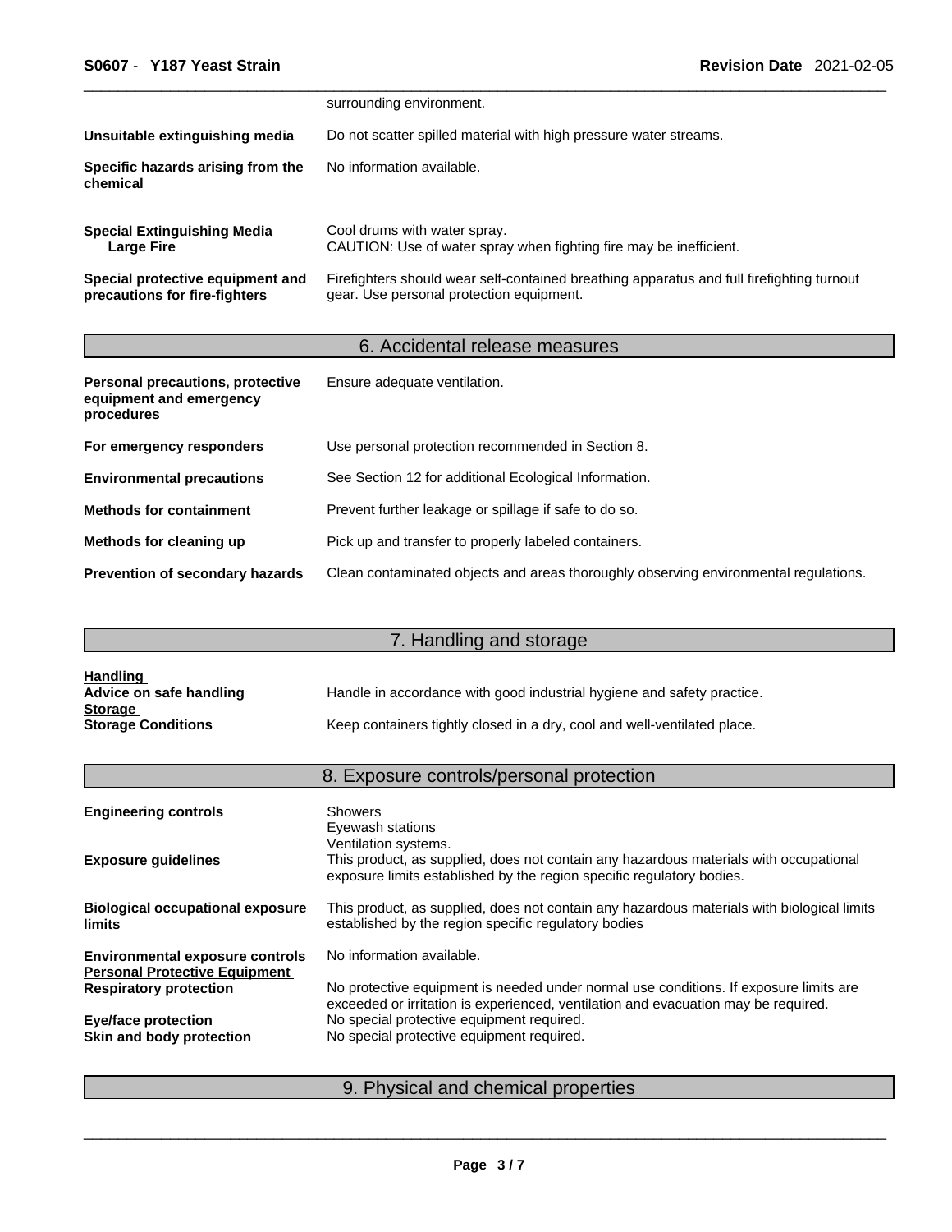surrounding environment.

**Unsuitable extinguishing media** Do not scatter spilled material with high pressure water streams.

**Specific hazards arising from the chemical** No information available.

**Special Extinguishing Media** Cool drums with water spray.
**Large Fire** CAUTION: Use of water spray when fighting fire may be inefficient.

**Special protective equipment and precautions for fire-fighters** Firefighters should wear self-contained breathing apparatus and full firefighting turnout gear. Use personal protection equipment.

## 6. Accidental release measures

**Personal precautions, protective equipment and emergency procedures** Ensure adequate ventilation.

**For emergency responders** Use personal protection recommended in Section 8.

**Environmental precautions** See Section 12 for additional Ecological Information.

**Methods for containment** Prevent further leakage or spillage if safe to do so.

**Methods for cleaning up** Pick up and transfer to properly labeled containers.

**Prevention of secondary hazards** Clean contaminated objects and areas thoroughly observing environmental regulations.

## 7. Handling and storage

**Handling**
**Advice on safe handling** Handle in accordance with good industrial hygiene and safety practice.
**Storage**
**Storage Conditions** Keep containers tightly closed in a dry, cool and well-ventilated place.

## 8. Exposure controls/personal protection

**Engineering controls** Showers
Eyewash stations
Ventilation systems.

**Exposure guidelines** This product, as supplied, does not contain any hazardous materials with occupational exposure limits established by the region specific regulatory bodies.

**Biological occupational exposure limits** This product, as supplied, does not contain any hazardous materials with biological limits established by the region specific regulatory bodies

**Environmental exposure controls** No information available.
**Personal Protective Equipment**
**Respiratory protection** No protective equipment is needed under normal use conditions. If exposure limits are exceeded or irritation is experienced, ventilation and evacuation may be required.
**Eye/face protection** No special protective equipment required.
**Skin and body protection** No special protective equipment required.

## 9. Physical and chemical properties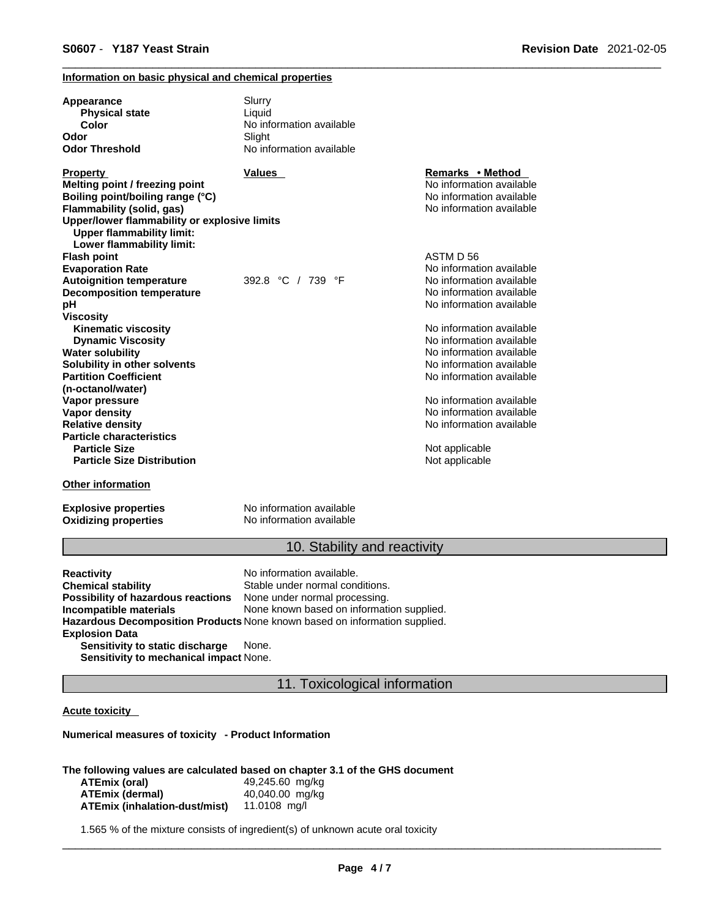**Information on basic physical and chemical properties**

| | |
|---|---|
| **Appearance** | Slurry |
| **Physical state** | Liquid |
| **Color** | No information available |
| **Odor** | Slight |
| **Odor Threshold** | No information available |

| **Property** | **Values** | **Remarks • Method** |
|---|---|---|
| **Melting point / freezing point** | | No information available |
| **Boiling point/boiling range (°C)** | | No information available |
| **Flammability (solid, gas)** | | No information available |
| **Upper/lower flammability or explosive limits** | | |
| **Upper flammability limit:** | | |
| **Lower flammability limit:** | | |
| **Flash point** | | ASTM D 56 |
| **Evaporation Rate** | | No information available |
| **Autoignition temperature** | 392.8 °C / 739 °F | No information available |
| **Decomposition temperature** | | No information available |
| **pH** | | No information available |
| **Viscosity** | | |
| **Kinematic viscosity** | | No information available |
| **Dynamic Viscosity** | | No information available |
| **Water solubility** | | No information available |
| **Solubility in other solvents** | | No information available |
| **Partition Coefficient (n-octanol/water)** | | No information available |
| **Vapor pressure** | | No information available |
| **Vapor density** | | No information available |
| **Relative density** | | No information available |
| **Particle characteristics** | | |
| **Particle Size** | | Not applicable |
| **Particle Size Distribution** | | Not applicable |

**Other information**

| | |
|---|---|
| **Explosive properties** | No information available |
| **Oxidizing properties** | No information available |

## 10. Stability and reactivity

| | |
|---|---|
| **Reactivity** | No information available. |
| **Chemical stability** | Stable under normal conditions. |
| **Possibility of hazardous reactions** | None under normal processing. |
| **Incompatible materials** | None known based on information supplied. |
| **Hazardous Decomposition Products** | None known based on information supplied. |
| **Explosion Data** | |
| **Sensitivity to static discharge** | None. |
| **Sensitivity to mechanical impact** | None. |

## 11. Toxicological information

**Acute toxicity**

**Numerical measures of toxicity - Product Information**

**The following values are calculated based on chapter 3.1 of the GHS document**

| | |
|---|---|
| **ATEmix (oral)** | 49,245.60 mg/kg |
| **ATEmix (dermal)** | 40,040.00 mg/kg |
| **ATEmix (inhalation-dust/mist)** | 11.0108 mg/l |

1.565 % of the mixture consists of ingredient(s) of unknown acute oral toxicity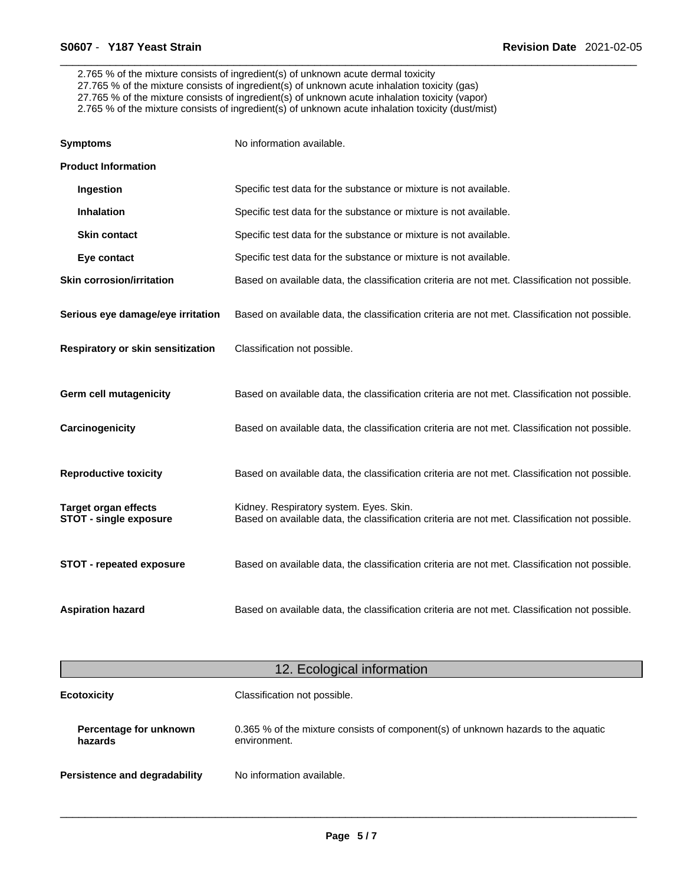2.765 % of the mixture consists of ingredient(s) of unknown acute dermal toxicity
27.765 % of the mixture consists of ingredient(s) of unknown acute inhalation toxicity (gas)
27.765 % of the mixture consists of ingredient(s) of unknown acute inhalation toxicity (vapor)
2.765 % of the mixture consists of ingredient(s) of unknown acute inhalation toxicity (dust/mist)

**Symptoms** No information available.

**Product Information**

| | |
|---|---|
| **Ingestion** | Specific test data for the substance or mixture is not available. |
| **Inhalation** | Specific test data for the substance or mixture is not available. |
| **Skin contact** | Specific test data for the substance or mixture is not available. |
| **Eye contact** | Specific test data for the substance or mixture is not available. |

| | |
|---|---|
| **Skin corrosion/irritation** | Based on available data, the classification criteria are not met. Classification not possible. |
| **Serious eye damage/eye irritation** | Based on available data, the classification criteria are not met. Classification not possible. |
| **Respiratory or skin sensitization** | Classification not possible. |
| **Germ cell mutagenicity** | Based on available data, the classification criteria are not met. Classification not possible. |
| **Carcinogenicity** | Based on available data, the classification criteria are not met. Classification not possible. |
| **Reproductive toxicity** | Based on available data, the classification criteria are not met. Classification not possible. |
| **Target organ effects** | Kidney. Respiratory system. Eyes. Skin. |
| **STOT - single exposure** | Based on available data, the classification criteria are not met. Classification not possible. |
| **STOT - repeated exposure** | Based on available data, the classification criteria are not met. Classification not possible. |
| **Aspiration hazard** | Based on available data, the classification criteria are not met. Classification not possible. |

## 12. Ecological information

**Ecotoxicity** Classification not possible.

**Percentage for unknown hazards** 0.365 % of the mixture consists of component(s) of unknown hazards to the aquatic environment.

**Persistence and degradability** No information available.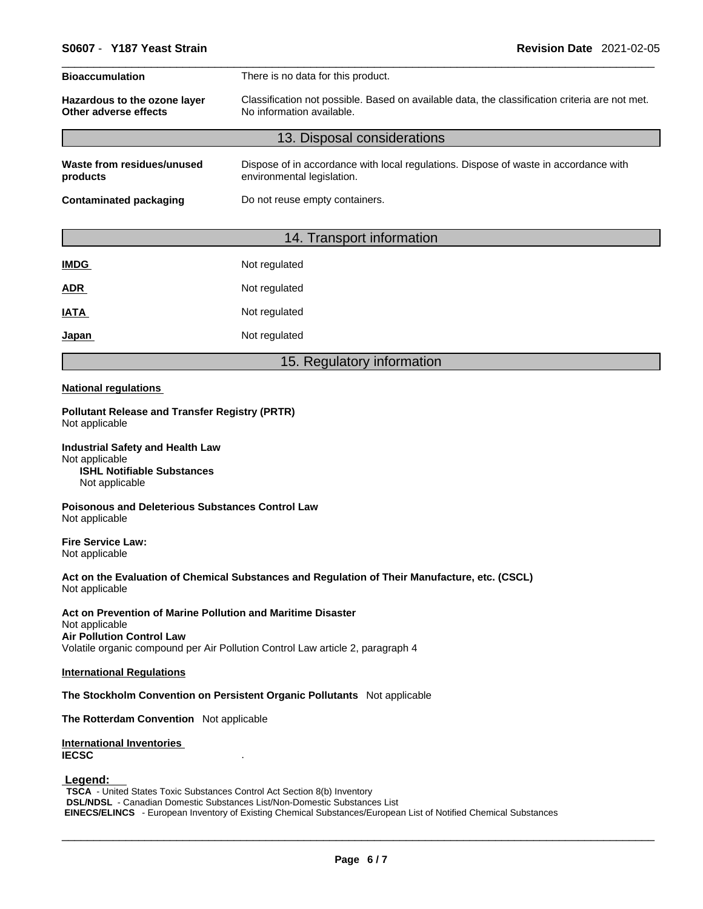| | |
|---|---|
| **Bioaccumulation** | There is no data for this product. |
| **Hazardous to the ozone layer** | Classification not possible. Based on available data, the classification criteria are not met. |
| **Other adverse effects** | No information available. |

## 13. Disposal considerations

| | |
|---|---|
| **Waste from residues/unused products** | Dispose of in accordance with local regulations. Dispose of waste in accordance with environmental legislation. |
| **Contaminated packaging** | Do not reuse empty containers. |

## 14. Transport information

| | |
|---|---|
| **IMDG** | Not regulated |
| **ADR** | Not regulated |
| **IATA** | Not regulated |
| **Japan** | Not regulated |

## 15. Regulatory information

**National regulations**

**Pollutant Release and Transfer Registry (PRTR)**
Not applicable

**Industrial Safety and Health Law**
Not applicable
**ISHL Notifiable Substances**
Not applicable

**Poisonous and Deleterious Substances Control Law**
Not applicable

**Fire Service Law:**
Not applicable

**Act on the Evaluation of Chemical Substances and Regulation of Their Manufacture, etc. (CSCL)**
Not applicable

**Act on Prevention of Marine Pollution and Maritime Disaster**
Not applicable
**Air Pollution Control Law**
Volatile organic compound per Air Pollution Control Law article 2, paragraph 4

**International Regulations**

**The Stockholm Convention on Persistent Organic Pollutants** Not applicable

**The Rotterdam Convention** Not applicable

**International Inventories**
**IECSC** .

**Legend:**
**TSCA** - United States Toxic Substances Control Act Section 8(b) Inventory
**DSL/NDSL** - Canadian Domestic Substances List/Non-Domestic Substances List
**EINECS/ELINCS** - European Inventory of Existing Chemical Substances/European List of Notified Chemical Substances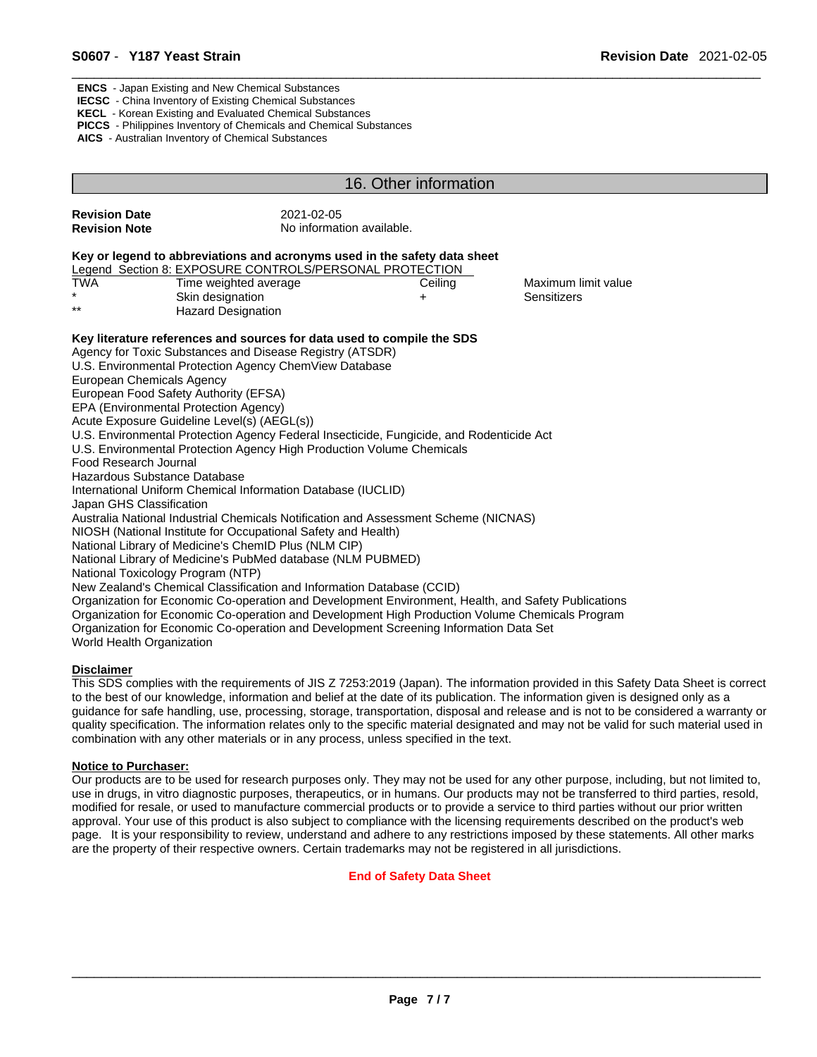**ENCS** - Japan Existing and New Chemical Substances
**IECSC** - China Inventory of Existing Chemical Substances
**KECL** - Korean Existing and Evaluated Chemical Substances
**PICCS** - Philippines Inventory of Chemicals and Chemical Substances
**AICS** - Australian Inventory of Chemical Substances

## 16. Other information

**Revision Date** 2021-02-05
**Revision Note** No information available.

**Key or legend to abbreviations and acronyms used in the safety data sheet**

Legend Section 8: EXPOSURE CONTROLS/PERSONAL PROTECTION

| | | | |
|---|---|---|---|
| TWA | Time weighted average | Ceiling | Maximum limit value |
| * | Skin designation | + | Sensitizers |
| ** | Hazard Designation | | |

**Key literature references and sources for data used to compile the SDS**

Agency for Toxic Substances and Disease Registry (ATSDR)
U.S. Environmental Protection Agency ChemView Database
European Chemicals Agency
European Food Safety Authority (EFSA)
EPA (Environmental Protection Agency)
Acute Exposure Guideline Level(s) (AEGL(s))
U.S. Environmental Protection Agency Federal Insecticide, Fungicide, and Rodenticide Act
U.S. Environmental Protection Agency High Production Volume Chemicals
Food Research Journal
Hazardous Substance Database
International Uniform Chemical Information Database (IUCLID)
Japan GHS Classification
Australia National Industrial Chemicals Notification and Assessment Scheme (NICNAS)
NIOSH (National Institute for Occupational Safety and Health)
National Library of Medicine's ChemID Plus (NLM CIP)
National Library of Medicine's PubMed database (NLM PUBMED)
National Toxicology Program (NTP)
New Zealand's Chemical Classification and Information Database (CCID)
Organization for Economic Co-operation and Development Environment, Health, and Safety Publications
Organization for Economic Co-operation and Development High Production Volume Chemicals Program
Organization for Economic Co-operation and Development Screening Information Data Set
World Health Organization

**Disclaimer**

This SDS complies with the requirements of JIS Z 7253:2019 (Japan). The information provided in this Safety Data Sheet is correct to the best of our knowledge, information and belief at the date of its publication. The information given is designed only as a guidance for safe handling, use, processing, storage, transportation, disposal and release and is not to be considered a warranty or quality specification. The information relates only to the specific material designated and may not be valid for such material used in combination with any other materials or in any process, unless specified in the text.

**Notice to Purchaser:**

Our products are to be used for research purposes only. They may not be used for any other purpose, including, but not limited to, use in drugs, in vitro diagnostic purposes, therapeutics, or in humans. Our products may not be transferred to third parties, resold, modified for resale, or used to manufacture commercial products or to provide a service to third parties without our prior written approval. Your use of this product is also subject to compliance with the licensing requirements described on the product's web page. It is your responsibility to review, understand and adhere to any restrictions imposed by these statements. All other marks are the property of their respective owners. Certain trademarks may not be registered in all jurisdictions.

**End of Safety Data Sheet**